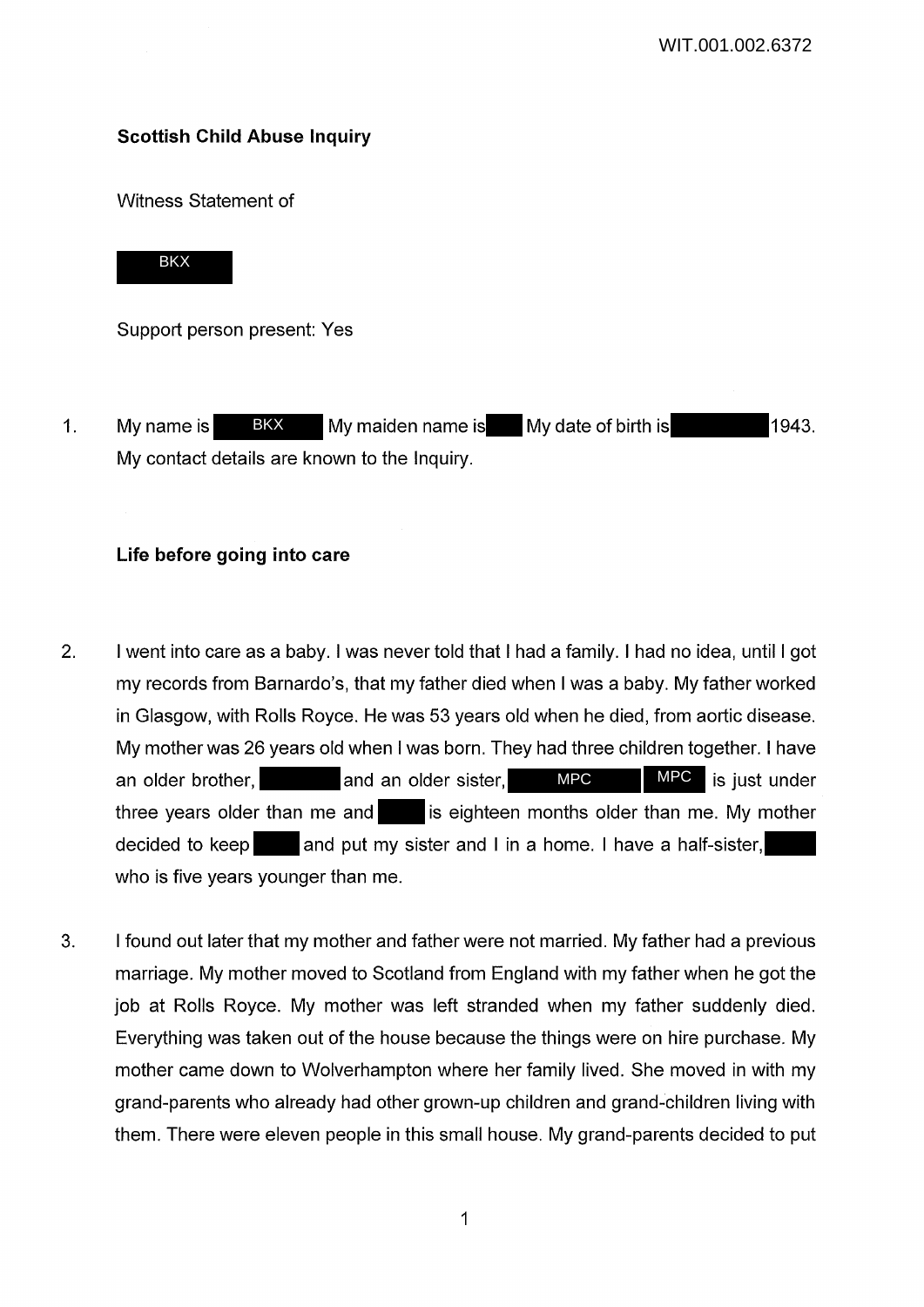**Scottish Child Abuse Inquiry**

Witness Statement of

BKX

Support person present: Yes

1. My name is BKX My maiden name is My date of birth is 1943. My contact details are known to the Inquiry.

**Life before going into care**

2. I went into care as a baby. I was never told that I had a family. I had no idea, until I got my records from Barnardo's, that my father died when I was a baby. My father worked in Glasgow, with Rolls Royce. He was 53 years old when he died, from aortic disease. My mother was 26 years old when I was born. They had three children together. I have an older brother, and an older sister, MPC MPC is just under three years older than me and is eighteen months older than me. My mother decided to keep and put my sister and I in a home. I have a half-sister, who is five years younger than me.

3. I found out later that my mother and father were not married. My father had a previous marriage. My mother moved to Scotland from England with my father when he got the job at Rolls Royce. My mother was left stranded when my father suddenly died. Everything was taken out of the house because the things were on hire purchase. My mother came down to Wolverhampton where her family lived. She moved in with my grand-parents who already had other grown-up children and grand-children living with them. There were eleven people in this small house. My grand-parents decided to put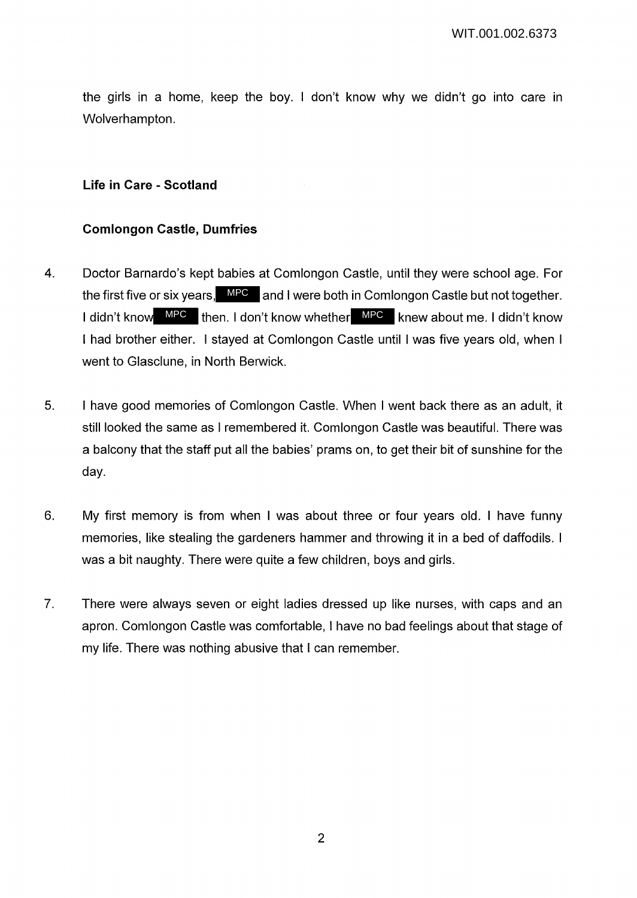the girls in a home, keep the boy. I don't know why we didn't go into care in Wolverhampton.

**Life in Care - Scotland**

**Comlongon Castle, Dumfries**

4. Doctor Barnardo's kept babies at Comlongon Castle, until they were school age. For the first five or six years, MPC and I were both in Comlongon Castle but not together. I didn't know MPC then. I don't know whether MPC knew about me. I didn't know I had brother either. I stayed at Comlongon Castle until I was five years old, when I went to Glasclune, in North Berwick.

5. I have good memories of Comlongon Castle. When I went back there as an adult, it still looked the same as I remembered it. Comlongon Castle was beautiful. There was a balcony that the staff put all the babies' prams on, to get their bit of sunshine for the day.

6. My first memory is from when I was about three or four years old. I have funny memories, like stealing the gardeners hammer and throwing it in a bed of daffodils. I was a bit naughty. There were quite a few children, boys and girls.

7. There were always seven or eight ladies dressed up like nurses, with caps and an apron. Comlongon Castle was comfortable, I have no bad feelings about that stage of my life. There was nothing abusive that I can remember.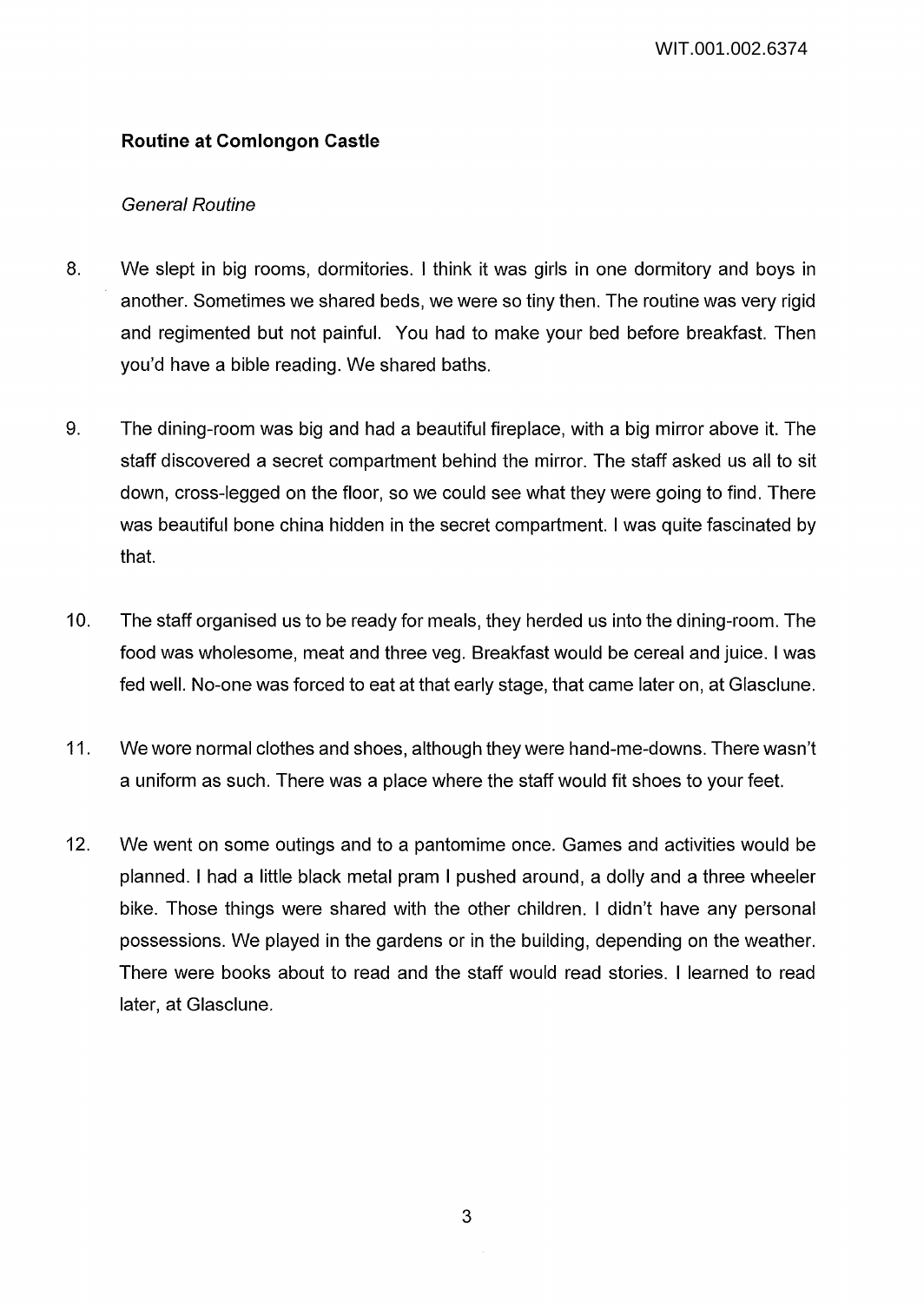**Routine at Comlongon Castle**

*General Routine*

8. We slept in big rooms, dormitories. I think it was girls in one dormitory and boys in another. Sometimes we shared beds, we were so tiny then. The routine was very rigid and regimented but not painful. You had to make your bed before breakfast. Then you'd have a bible reading. We shared baths.

9. The dining-room was big and had a beautiful fireplace, with a big mirror above it. The staff discovered a secret compartment behind the mirror. The staff asked us all to sit down, cross-legged on the floor, so we could see what they were going to find. There was beautiful bone china hidden in the secret compartment. I was quite fascinated by that.

10. The staff organised us to be ready for meals, they herded us into the dining-room. The food was wholesome, meat and three veg. Breakfast would be cereal and juice. I was fed well. No-one was forced to eat at that early stage, that came later on, at Glasclune.

11. We wore normal clothes and shoes, although they were hand-me-downs. There wasn't a uniform as such. There was a place where the staff would fit shoes to your feet.

12. We went on some outings and to a pantomime once. Games and activities would be planned. I had a little black metal pram I pushed around, a dolly and a three wheeler bike. Those things were shared with the other children. I didn't have any personal possessions. We played in the gardens or in the building, depending on the weather. There were books about to read and the staff would read stories. I learned to read later, at Glasclune.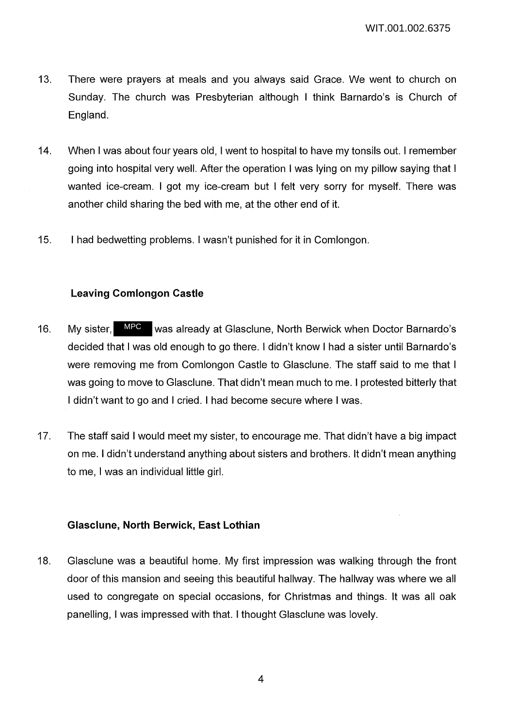13. There were prayers at meals and you always said Grace. We went to church on Sunday. The church was Presbyterian although I think Barnardo's is Church of England.

14. When I was about four years old, I went to hospital to have my tonsils out. I remember going into hospital very well. After the operation I was lying on my pillow saying that I wanted ice-cream. I got my ice-cream but I felt very sorry for myself. There was another child sharing the bed with me, at the other end of it.

15. I had bedwetting problems. I wasn't punished for it in Comlongon.

**Leaving Comlongon Castle**

16. My sister, MPC was already at Glasclune, North Berwick when Doctor Barnardo's decided that I was old enough to go there. I didn't know I had a sister until Barnardo's were removing me from Comlongon Castle to Glasclune. The staff said to me that I was going to move to Glasclune. That didn't mean much to me. I protested bitterly that I didn't want to go and I cried. I had become secure where I was.

17. The staff said I would meet my sister, to encourage me. That didn't have a big impact on me. I didn't understand anything about sisters and brothers. It didn't mean anything to me, I was an individual little girl.

**Glasclune, North Berwick, East Lothian**

18. Glasclune was a beautiful home. My first impression was walking through the front door of this mansion and seeing this beautiful hallway. The hallway was where we all used to congregate on special occasions, for Christmas and things. It was all oak panelling, I was impressed with that. I thought Glasclune was lovely.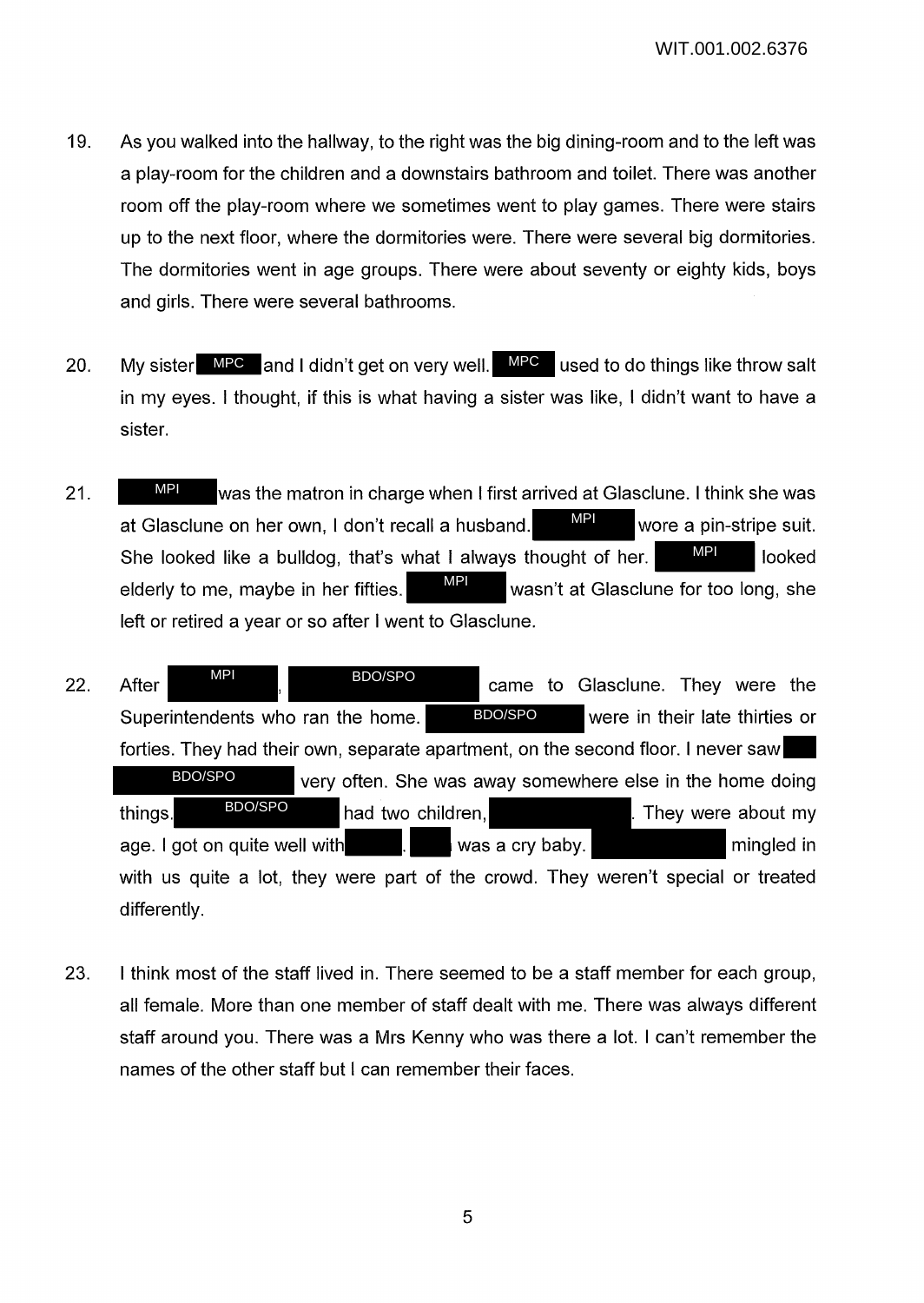19. As you walked into the hallway, to the right was the big dining-room and to the left was a play-room for the children and a downstairs bathroom and toilet. There was another room off the play-room where we sometimes went to play games. There were stairs up to the next floor, where the dormitories were. There were several big dormitories. The dormitories went in age groups. There were about seventy or eighty kids, boys and girls. There were several bathrooms.

20. My sister MPC and I didn't get on very well. MPC used to do things like throw salt in my eyes. I thought, if this is what having a sister was like, I didn't want to have a sister.

21. MPI was the matron in charge when I first arrived at Glasclune. I think she was at Glasclune on her own, I don't recall a husband. MPI wore a pin-stripe suit. She looked like a bulldog, that's what I always thought of her. MPI looked elderly to me, maybe in her fifties. MPI wasn't at Glasclune for too long, she left or retired a year or so after I went to Glasclune.

22. After MPI, BDO/SPO came to Glasclune. They were the Superintendents who ran the home. BDO/SPO were in their late thirties or forties. They had their own, separate apartment, on the second floor. I never saw BDO/SPO very often. She was away somewhere else in the home doing things. BDO/SPO had two children, ██████. They were about my age. I got on quite well with ████. ████ was a cry baby. ██████ mingled in with us quite a lot, they were part of the crowd. They weren't special or treated differently.

23. I think most of the staff lived in. There seemed to be a staff member for each group, all female. More than one member of staff dealt with me. There was always different staff around you. There was a Mrs Kenny who was there a lot. I can't remember the names of the other staff but I can remember their faces.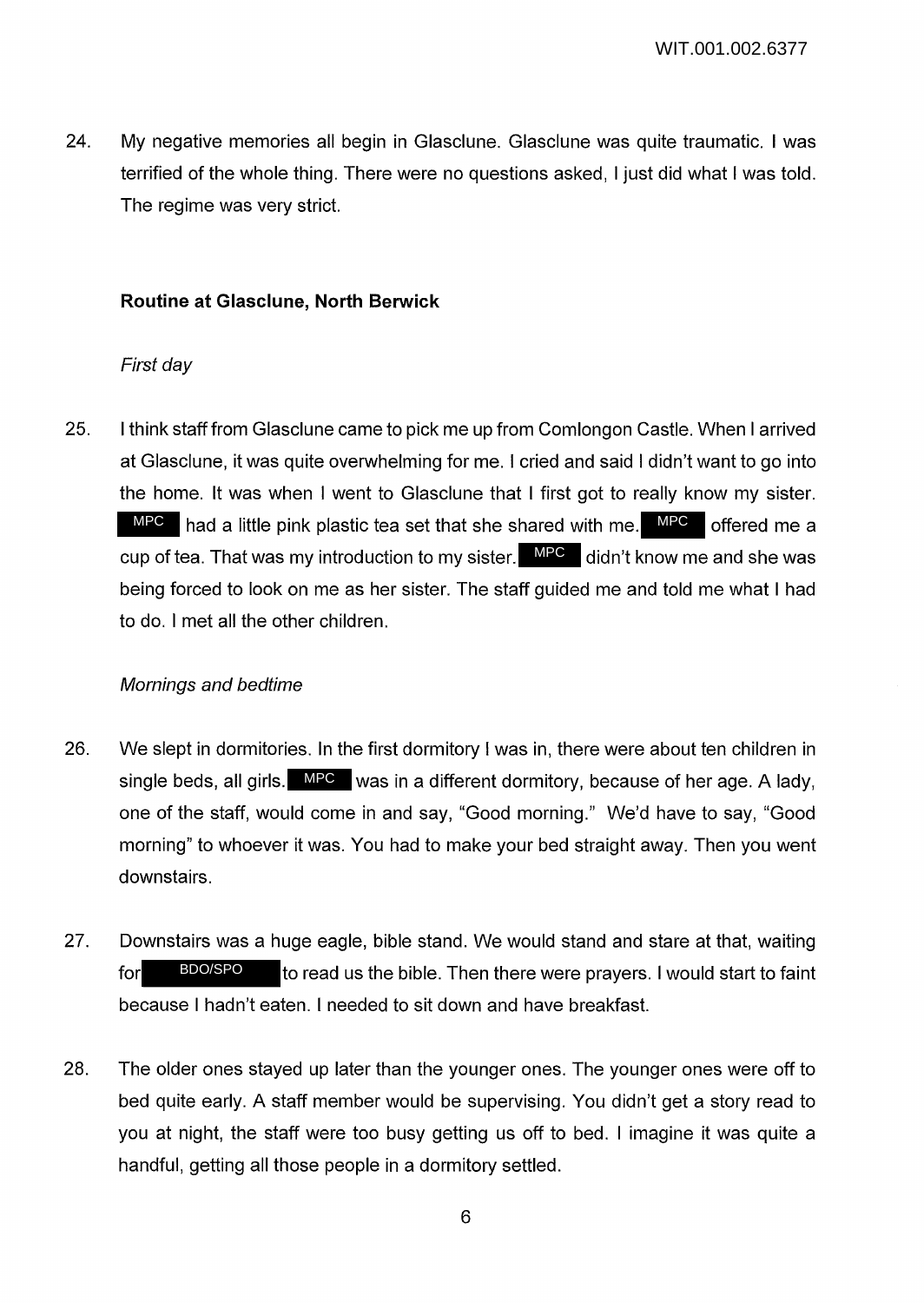24. My negative memories all begin in Glasclune. Glasclune was quite traumatic. I was terrified of the whole thing. There were no questions asked, I just did what I was told. The regime was very strict.

### Routine at Glasclune, North Berwick

*First day*

25. I think staff from Glasclune came to pick me up from Comlongon Castle. When I arrived at Glasclune, it was quite overwhelming for me. I cried and said I didn't want to go into the home. It was when I went to Glasclune that I first got to really know my sister. MPC had a little pink plastic tea set that she shared with me. MPC offered me a cup of tea. That was my introduction to my sister. MPC didn't know me and she was being forced to look on me as her sister. The staff guided me and told me what I had to do. I met all the other children.

*Mornings and bedtime*

26. We slept in dormitories. In the first dormitory I was in, there were about ten children in single beds, all girls. MPC was in a different dormitory, because of her age. A lady, one of the staff, would come in and say, "Good morning." We'd have to say, "Good morning" to whoever it was. You had to make your bed straight away. Then you went downstairs.

27. Downstairs was a huge eagle, bible stand. We would stand and stare at that, waiting for BDO/SPO to read us the bible. Then there were prayers. I would start to faint because I hadn't eaten. I needed to sit down and have breakfast.

28. The older ones stayed up later than the younger ones. The younger ones were off to bed quite early. A staff member would be supervising. You didn't get a story read to you at night, the staff were too busy getting us off to bed. I imagine it was quite a handful, getting all those people in a dormitory settled.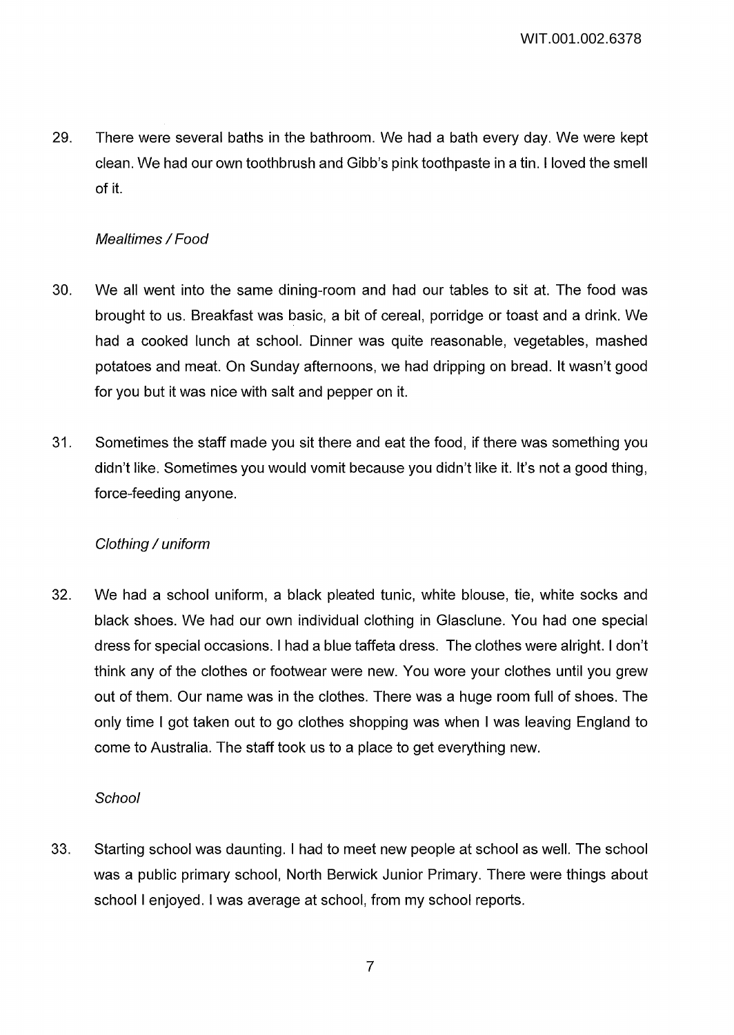29. There were several baths in the bathroom. We had a bath every day. We were kept clean. We had our own toothbrush and Gibb's pink toothpaste in a tin. I loved the smell of it.

*Mealtimes / Food*

30. We all went into the same dining-room and had our tables to sit at. The food was brought to us. Breakfast was basic, a bit of cereal, porridge or toast and a drink. We had a cooked lunch at school. Dinner was quite reasonable, vegetables, mashed potatoes and meat. On Sunday afternoons, we had dripping on bread. It wasn't good for you but it was nice with salt and pepper on it.

31. Sometimes the staff made you sit there and eat the food, if there was something you didn't like. Sometimes you would vomit because you didn't like it. It's not a good thing, force-feeding anyone.

*Clothing / uniform*

32. We had a school uniform, a black pleated tunic, white blouse, tie, white socks and black shoes. We had our own individual clothing in Glasclune. You had one special dress for special occasions. I had a blue taffeta dress. The clothes were alright. I don't think any of the clothes or footwear were new. You wore your clothes until you grew out of them. Our name was in the clothes. There was a huge room full of shoes. The only time I got taken out to go clothes shopping was when I was leaving England to come to Australia. The staff took us to a place to get everything new.

*School*

33. Starting school was daunting. I had to meet new people at school as well. The school was a public primary school, North Berwick Junior Primary. There were things about school I enjoyed. I was average at school, from my school reports.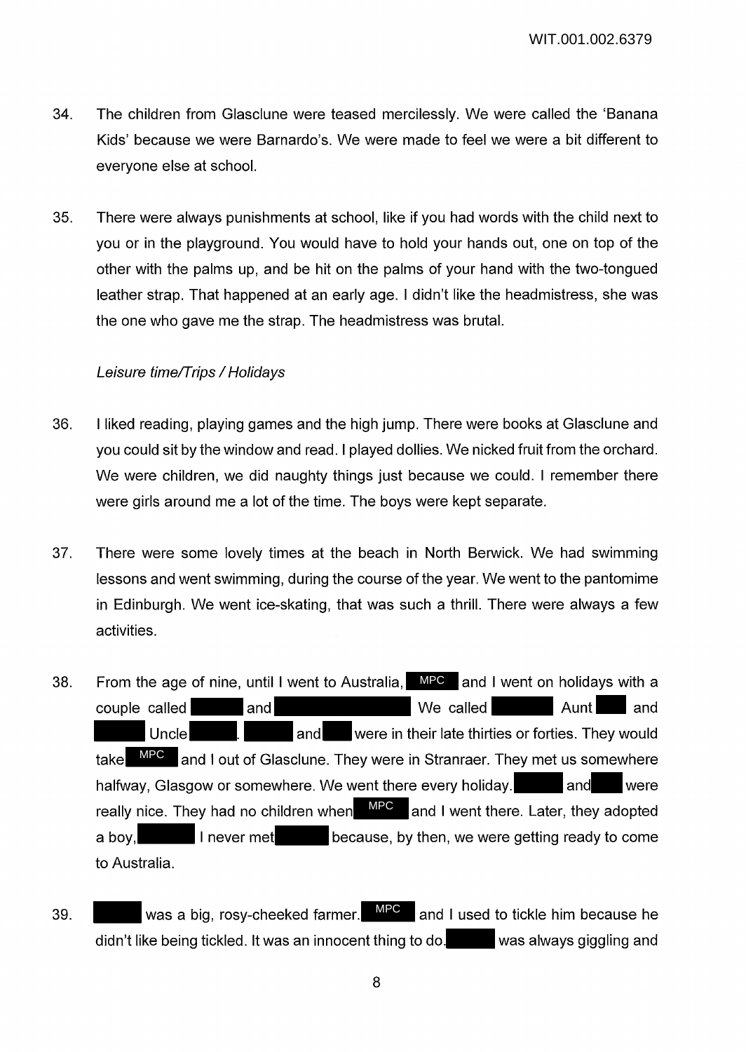34. The children from Glasclune were teased mercilessly. We were called the 'Banana Kids' because we were Barnardo's. We were made to feel we were a bit different to everyone else at school.

35. There were always punishments at school, like if you had words with the child next to you or in the playground. You would have to hold your hands out, one on top of the other with the palms up, and be hit on the palms of your hand with the two-tongued leather strap. That happened at an early age. I didn't like the headmistress, she was the one who gave me the strap. The headmistress was brutal.

*Leisure time/Trips / Holidays*

36. I liked reading, playing games and the high jump. There were books at Glasclune and you could sit by the window and read. I played dollies. We nicked fruit from the orchard. We were children, we did naughty things just because we could. I remember there were girls around me a lot of the time. The boys were kept separate.

37. There were some lovely times at the beach in North Berwick. We had swimming lessons and went swimming, during the course of the year. We went to the pantomime in Edinburgh. We went ice-skating, that was such a thrill. There were always a few activities.

38. From the age of nine, until I went to Australia, MPC and I went on holidays with a couple called [redacted] and [redacted] We called [redacted] Aunt [redacted] and [redacted] Uncle [redacted]. [redacted] and [redacted] were in their late thirties or forties. They would take MPC and I out of Glasclune. They were in Stranraer. They met us somewhere halfway, Glasgow or somewhere. We went there every holiday. [redacted] and [redacted] were really nice. They had no children when MPC and I went there. Later, they adopted a boy, [redacted] I never met [redacted] because, by then, we were getting ready to come to Australia.

39. [redacted] was a big, rosy-cheeked farmer. MPC and I used to tickle him because he didn't like being tickled. It was an innocent thing to do. [redacted] was always giggling and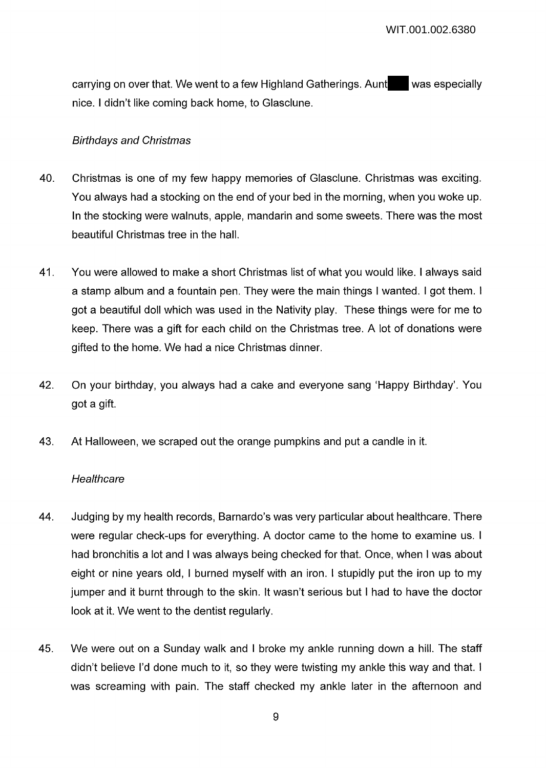carrying on over that. We went to a few Highland Gatherings. Aunt ███ was especially nice. I didn't like coming back home, to Glasclune.

*Birthdays and Christmas*

40. Christmas is one of my few happy memories of Glasclune. Christmas was exciting. You always had a stocking on the end of your bed in the morning, when you woke up. In the stocking were walnuts, apple, mandarin and some sweets. There was the most beautiful Christmas tree in the hall.

41. You were allowed to make a short Christmas list of what you would like. I always said a stamp album and a fountain pen. They were the main things I wanted. I got them. I got a beautiful doll which was used in the Nativity play. These things were for me to keep. There was a gift for each child on the Christmas tree. A lot of donations were gifted to the home. We had a nice Christmas dinner.

42. On your birthday, you always had a cake and everyone sang 'Happy Birthday'. You got a gift.

43. At Halloween, we scraped out the orange pumpkins and put a candle in it.

*Healthcare*

44. Judging by my health records, Barnardo's was very particular about healthcare. There were regular check-ups for everything. A doctor came to the home to examine us. I had bronchitis a lot and I was always being checked for that. Once, when I was about eight or nine years old, I burned myself with an iron. I stupidly put the iron up to my jumper and it burnt through to the skin. It wasn't serious but I had to have the doctor look at it. We went to the dentist regularly.

45. We were out on a Sunday walk and I broke my ankle running down a hill. The staff didn't believe I'd done much to it, so they were twisting my ankle this way and that. I was screaming with pain. The staff checked my ankle later in the afternoon and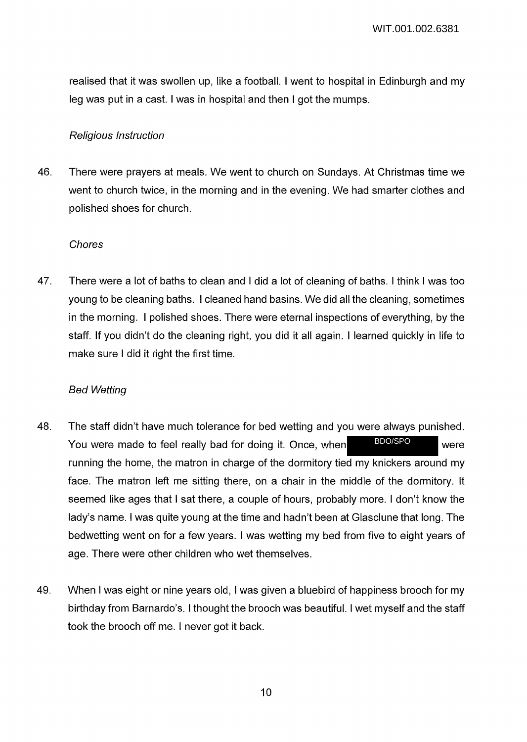realised that it was swollen up, like a football. I went to hospital in Edinburgh and my leg was put in a cast. I was in hospital and then I got the mumps.

*Religious Instruction*

46. There were prayers at meals. We went to church on Sundays. At Christmas time we went to church twice, in the morning and in the evening. We had smarter clothes and polished shoes for church.

*Chores*

47. There were a lot of baths to clean and I did a lot of cleaning of baths. I think I was too young to be cleaning baths. I cleaned hand basins. We did all the cleaning, sometimes in the morning. I polished shoes. There were eternal inspections of everything, by the staff. If you didn't do the cleaning right, you did it all again. I learned quickly in life to make sure I did it right the first time.

*Bed Wetting*

48. The staff didn't have much tolerance for bed wetting and you were always punished. You were made to feel really bad for doing it. Once, when BDO/SPO were running the home, the matron in charge of the dormitory tied my knickers around my face. The matron left me sitting there, on a chair in the middle of the dormitory. It seemed like ages that I sat there, a couple of hours, probably more. I don't know the lady's name. I was quite young at the time and hadn't been at Glasclune that long. The bedwetting went on for a few years. I was wetting my bed from five to eight years of age. There were other children who wet themselves.

49. When I was eight or nine years old, I was given a bluebird of happiness brooch for my birthday from Barnardo's. I thought the brooch was beautiful. I wet myself and the staff took the brooch off me. I never got it back.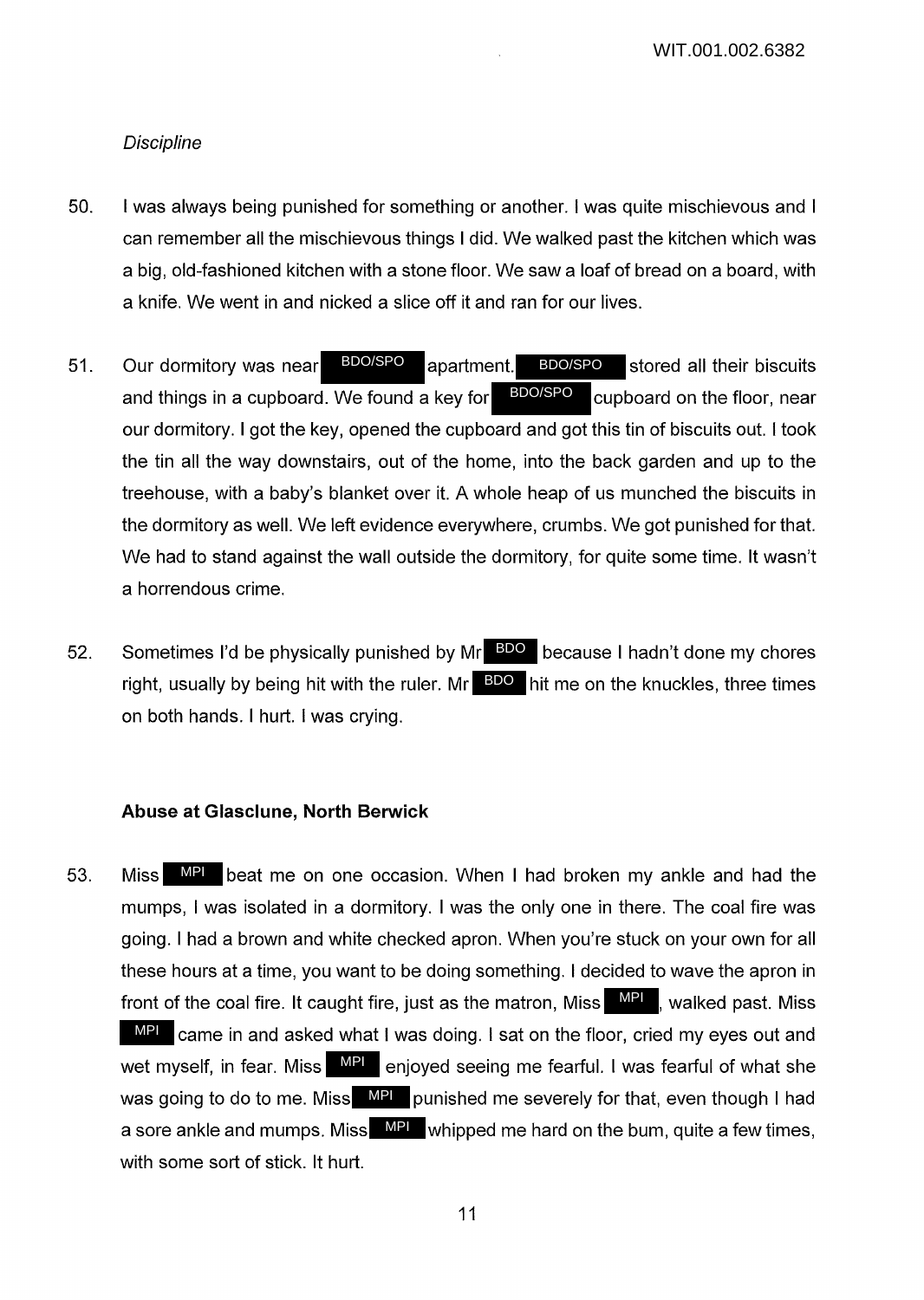*Discipline*

50. I was always being punished for something or another. I was quite mischievous and I can remember all the mischievous things I did. We walked past the kitchen which was a big, old-fashioned kitchen with a stone floor. We saw a loaf of bread on a board, with a knife. We went in and nicked a slice off it and ran for our lives.

51. Our dormitory was near BDO/SPO apartment. BDO/SPO stored all their biscuits and things in a cupboard. We found a key for BDO/SPO cupboard on the floor, near our dormitory. I got the key, opened the cupboard and got this tin of biscuits out. I took the tin all the way downstairs, out of the home, into the back garden and up to the treehouse, with a baby's blanket over it. A whole heap of us munched the biscuits in the dormitory as well. We left evidence everywhere, crumbs. We got punished for that. We had to stand against the wall outside the dormitory, for quite some time. It wasn't a horrendous crime.

52. Sometimes I'd be physically punished by Mr BDO because I hadn't done my chores right, usually by being hit with the ruler. Mr BDO hit me on the knuckles, three times on both hands. I hurt. I was crying.

**Abuse at Glasclune, North Berwick**

53. Miss MPI beat me on one occasion. When I had broken my ankle and had the mumps, I was isolated in a dormitory. I was the only one in there. The coal fire was going. I had a brown and white checked apron. When you're stuck on your own for all these hours at a time, you want to be doing something. I decided to wave the apron in front of the coal fire. It caught fire, just as the matron, Miss MPI, walked past. Miss MPI came in and asked what I was doing. I sat on the floor, cried my eyes out and wet myself, in fear. Miss MPI enjoyed seeing me fearful. I was fearful of what she was going to do to me. Miss MPI punished me severely for that, even though I had a sore ankle and mumps. Miss MPI whipped me hard on the bum, quite a few times, with some sort of stick. It hurt.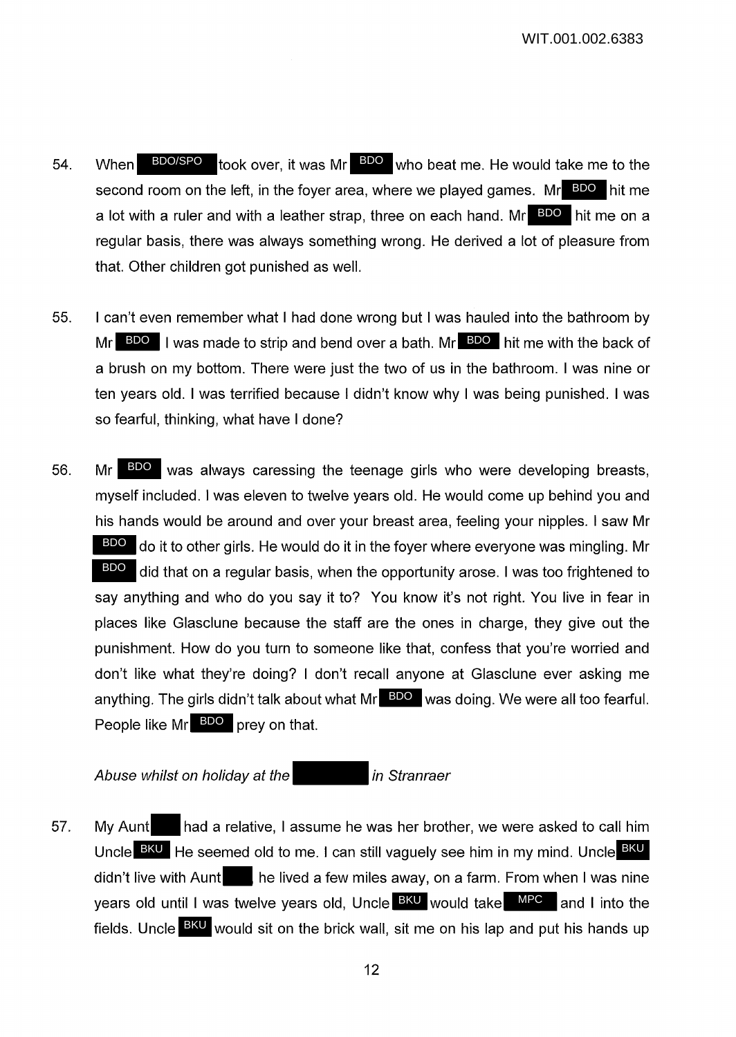54. When BDO/SPO took over, it was Mr BDO who beat me. He would take me to the second room on the left, in the foyer area, where we played games. Mr BDO hit me a lot with a ruler and with a leather strap, three on each hand. Mr BDO hit me on a regular basis, there was always something wrong. He derived a lot of pleasure from that. Other children got punished as well.

55. I can't even remember what I had done wrong but I was hauled into the bathroom by Mr BDO I was made to strip and bend over a bath. Mr BDO hit me with the back of a brush on my bottom. There were just the two of us in the bathroom. I was nine or ten years old. I was terrified because I didn't know why I was being punished. I was so fearful, thinking, what have I done?

56. Mr BDO was always caressing the teenage girls who were developing breasts, myself included. I was eleven to twelve years old. He would come up behind you and his hands would be around and over your breast area, feeling your nipples. I saw Mr BDO do it to other girls. He would do it in the foyer where everyone was mingling. Mr BDO did that on a regular basis, when the opportunity arose. I was too frightened to say anything and who do you say it to? You know it's not right. You live in fear in places like Glasclune because the staff are the ones in charge, they give out the punishment. How do you turn to someone like that, confess that you're worried and don't like what they're doing? I don't recall anyone at Glasclune ever asking me anything. The girls didn't talk about what Mr BDO was doing. We were all too fearful. People like Mr BDO prey on that.

*Abuse whilst on holiday at the in Stranraer*

57. My Aunt had a relative, I assume he was her brother, we were asked to call him Uncle BKU He seemed old to me. I can still vaguely see him in my mind. Uncle BKU didn't live with Aunt he lived a few miles away, on a farm. From when I was nine years old until I was twelve years old, Uncle BKU would take MPC and I into the fields. Uncle BKU would sit on the brick wall, sit me on his lap and put his hands up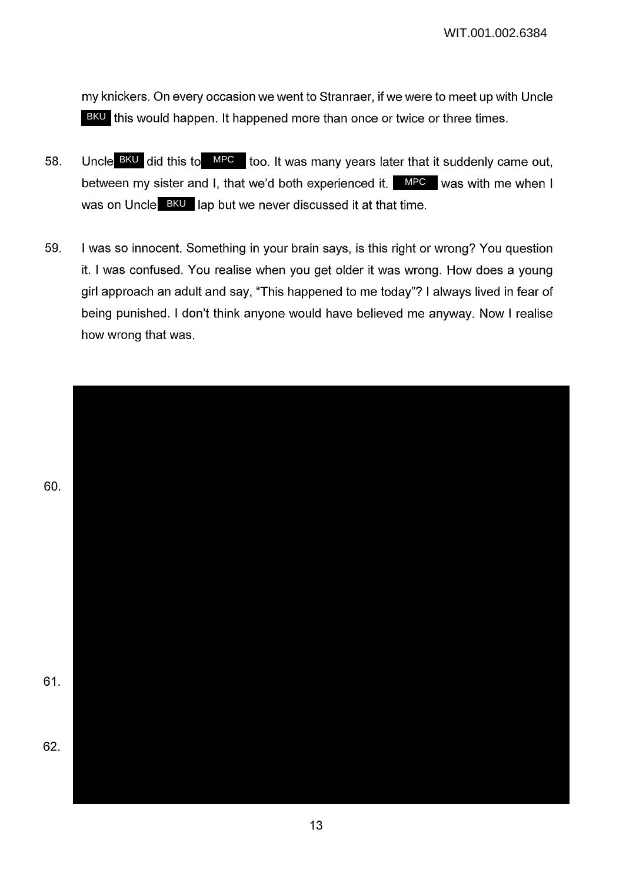my knickers. On every occasion we went to Stranraer, if we were to meet up with Uncle BKU this would happen. It happened more than once or twice or three times.

58. Uncle BKU did this to MPC too. It was many years later that it suddenly came out, between my sister and I, that we'd both experienced it. MPC was with me when I was on Uncle BKU lap but we never discussed it at that time.

59. I was so innocent. Something in your brain says, is this right or wrong? You question it. I was confused. You realise when you get older it was wrong. How does a young girl approach an adult and say, "This happened to me today"? I always lived in fear of being punished. I don't think anyone would have believed me anyway. Now I realise how wrong that was.

60.

61.

62.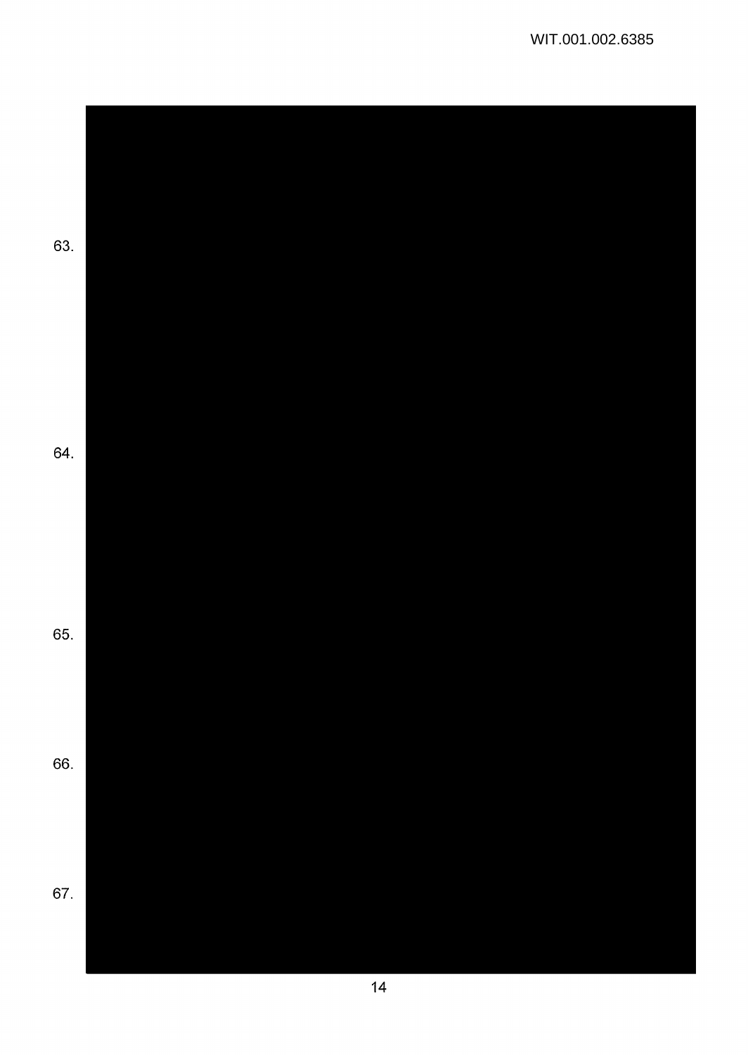63.

64.

65.

66.

67.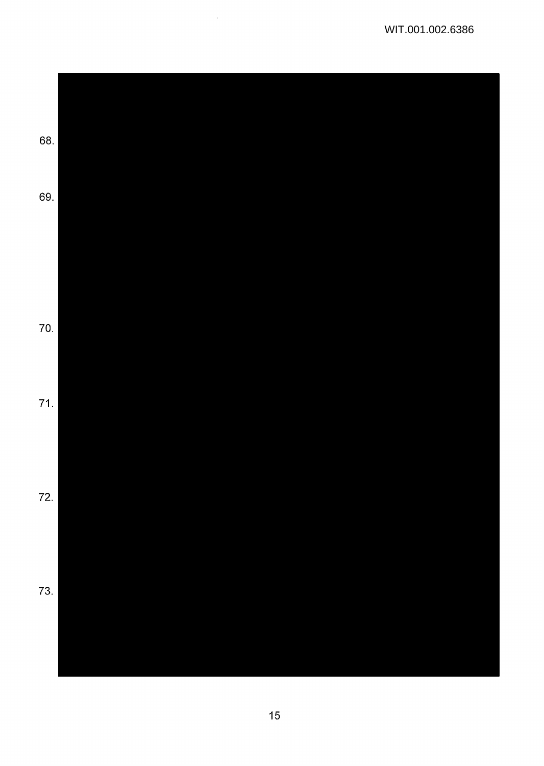68.

69.

70.

71.

72.

73.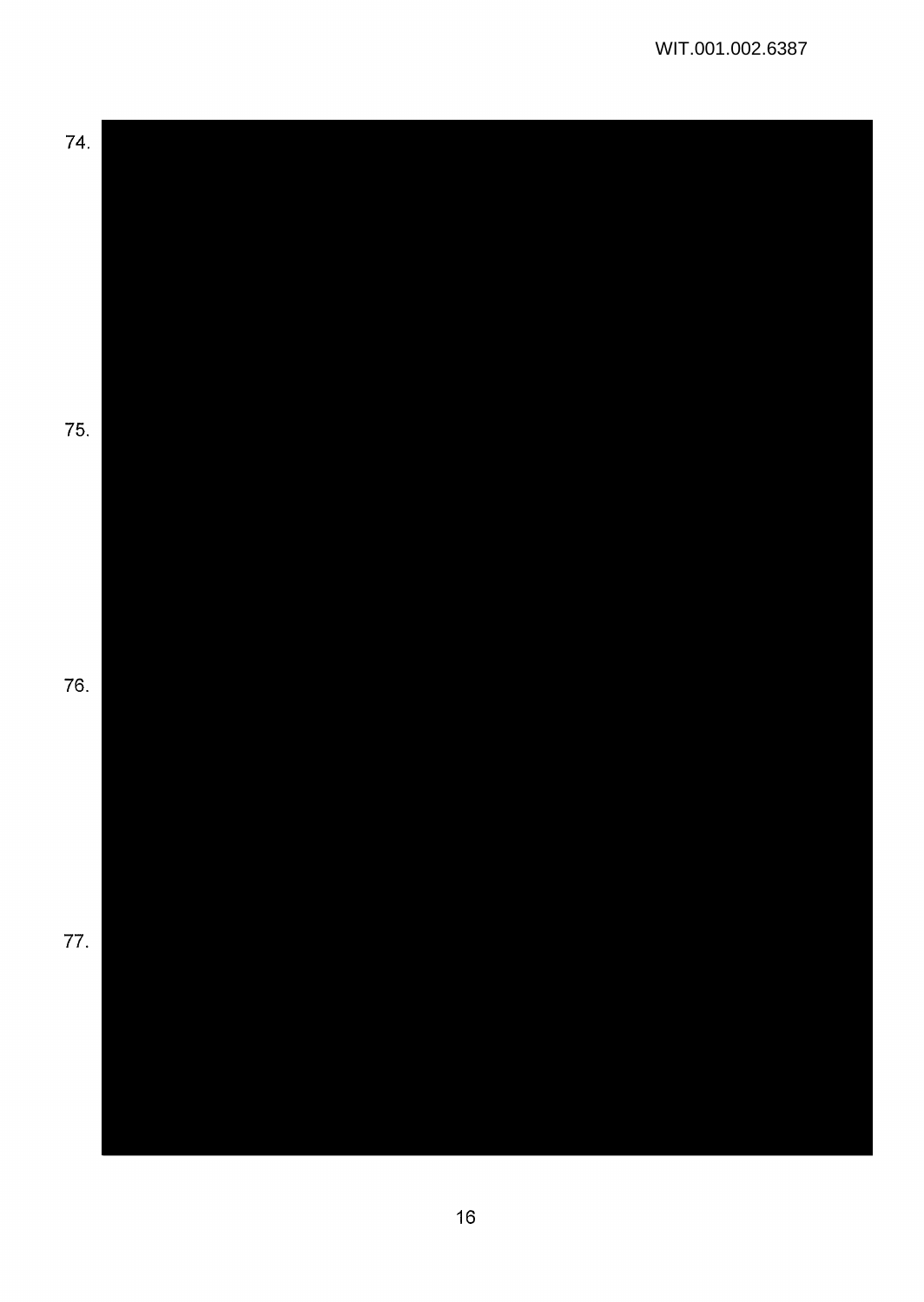74.

75.

76.

77.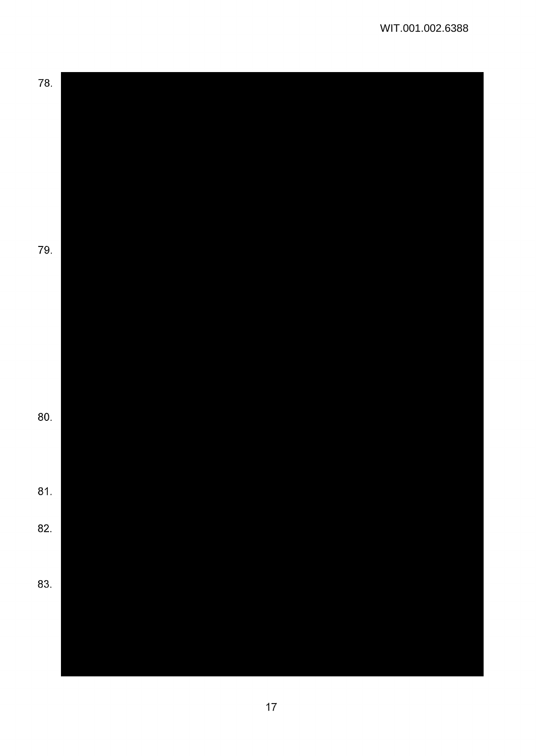78.

79.

80.

81.

82.

83.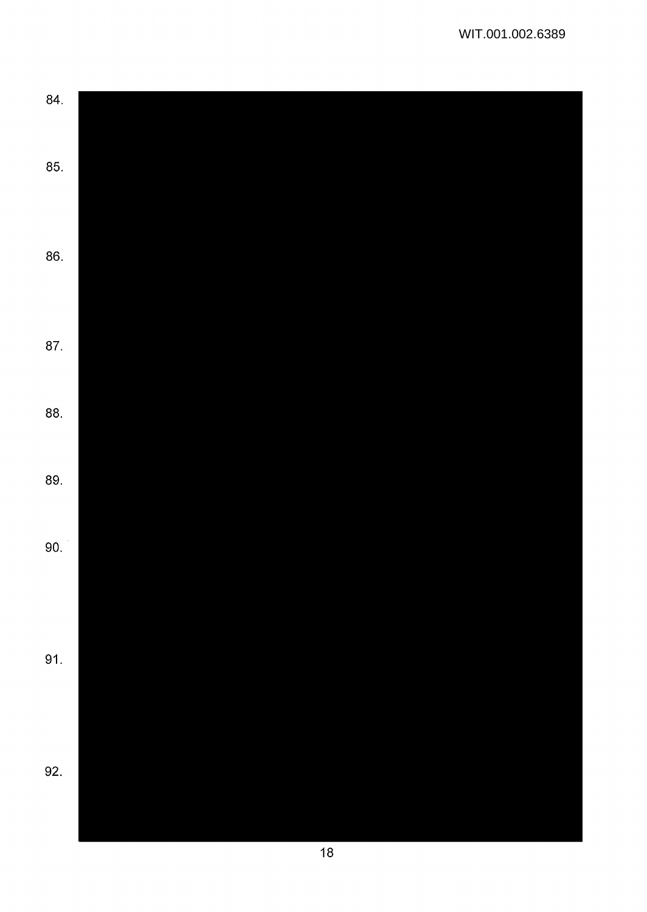84.

85.

86.

87.

88.

89.

90.

91.

92.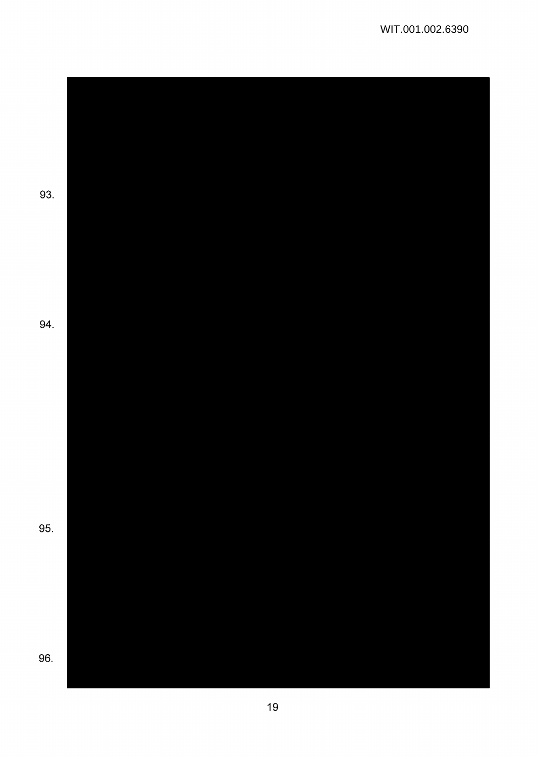93.

94.

95.

96.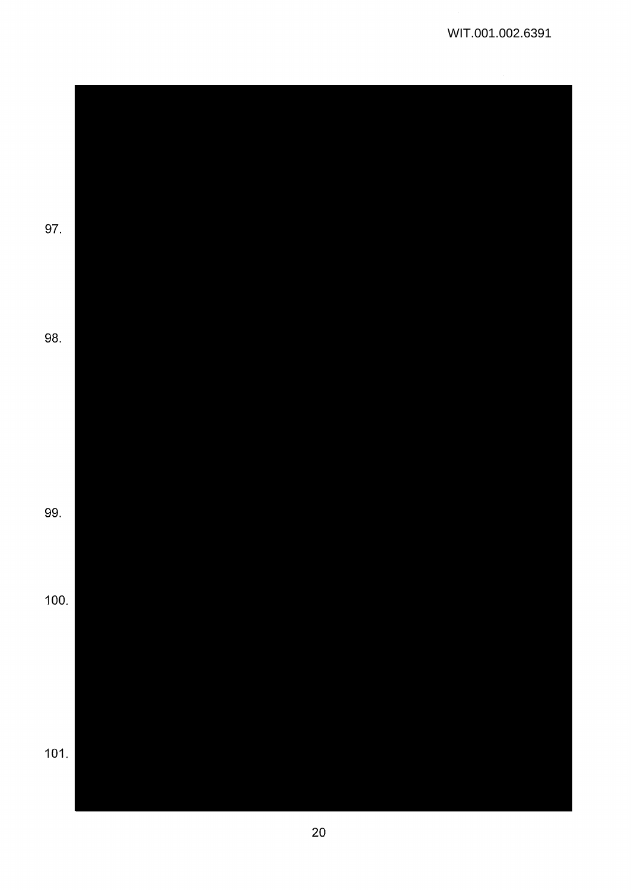97.

98.

99.

100.

101.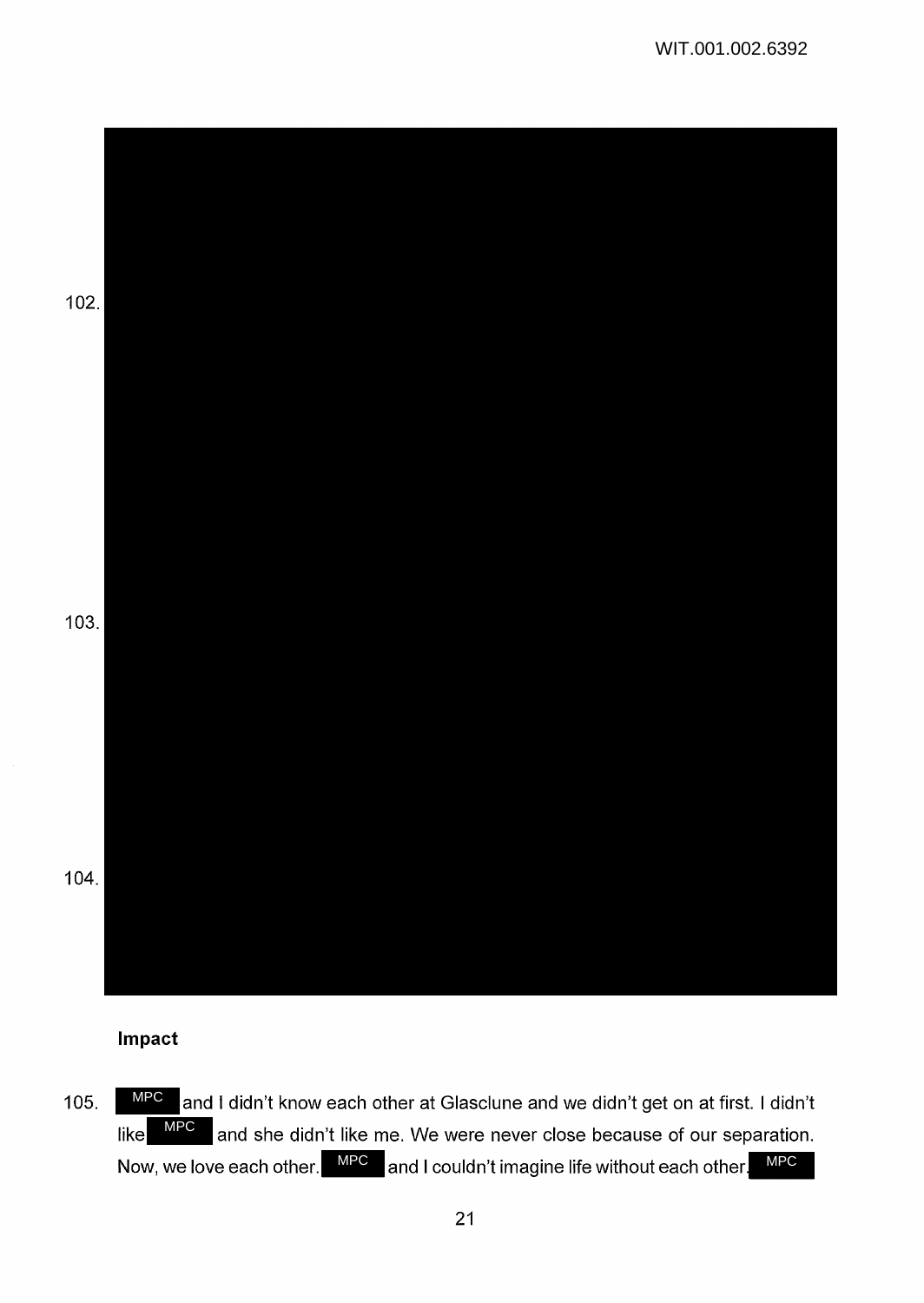102.

103.

104.

**Impact**

105. MPC and I didn't know each other at Glasclune and we didn't get on at first. I didn't like MPC and she didn't like me. We were never close because of our separation. Now, we love each other. MPC and I couldn't imagine life without each other. MPC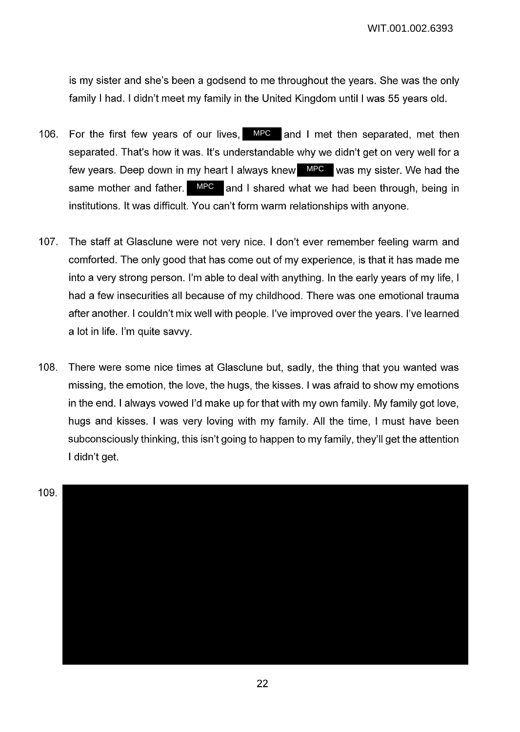is my sister and she's been a godsend to me throughout the years. She was the only family I had. I didn't meet my family in the United Kingdom until I was 55 years old.

106. For the first few years of our lives, MPC and I met then separated, met then separated. That's how it was. It's understandable why we didn't get on very well for a few years. Deep down in my heart I always knew MPC was my sister. We had the same mother and father. MPC and I shared what we had been through, being in institutions. It was difficult. You can't form warm relationships with anyone.

107. The staff at Glasclune were not very nice. I don't ever remember feeling warm and comforted. The only good that has come out of my experience, is that it has made me into a very strong person. I'm able to deal with anything. In the early years of my life, I had a few insecurities all because of my childhood. There was one emotional trauma after another. I couldn't mix well with people. I've improved over the years. I've learned a lot in life. I'm quite savvy.

108. There were some nice times at Glasclune but, sadly, the thing that you wanted was missing, the emotion, the love, the hugs, the kisses. I was afraid to show my emotions in the end. I always vowed I'd make up for that with my own family. My family got love, hugs and kisses. I was very loving with my family. All the time, I must have been subconsciously thinking, this isn't going to happen to my family, they'll get the attention I didn't get.

109.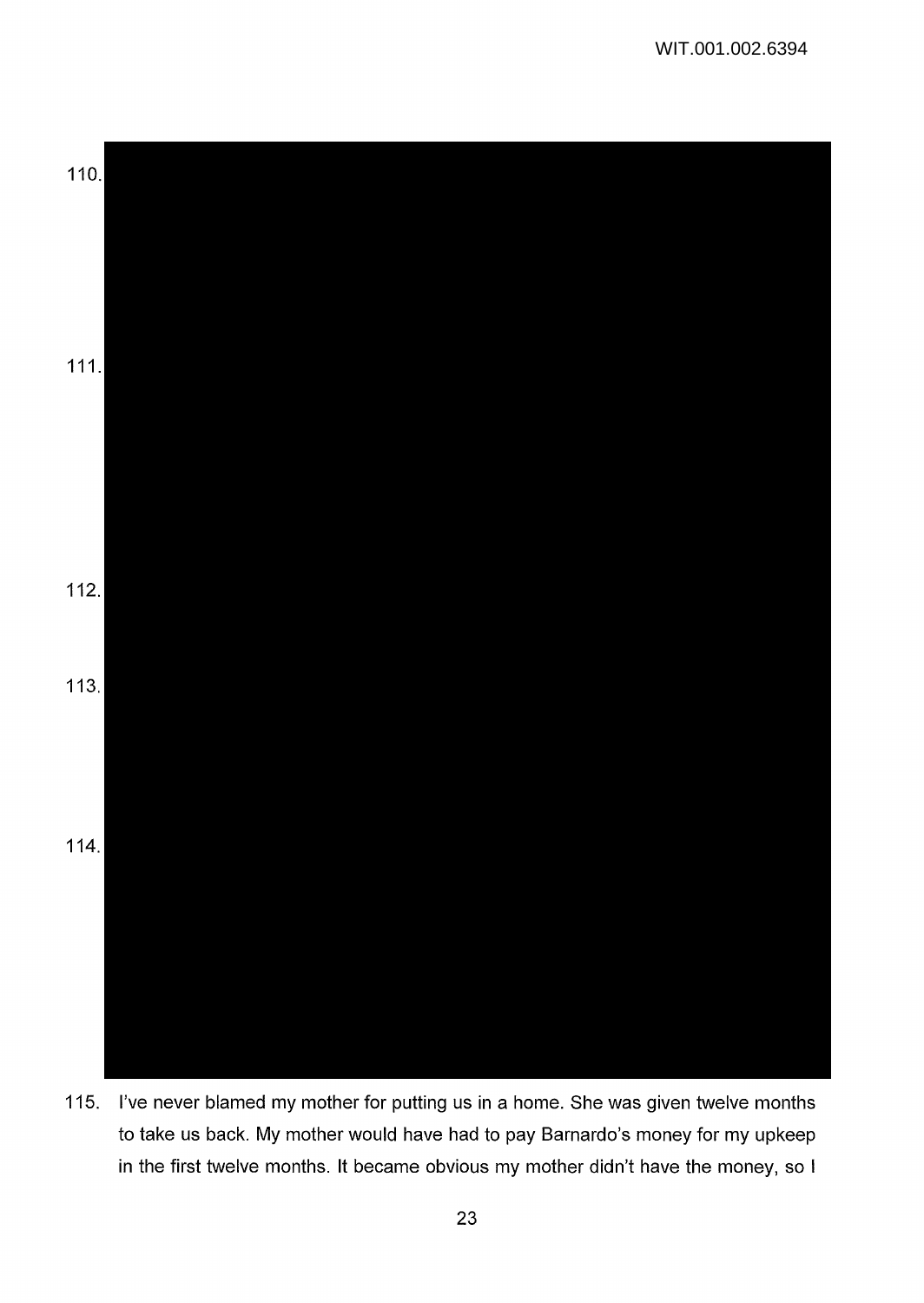110.

111.

112.

113.

114.

115. I've never blamed my mother for putting us in a home. She was given twelve months to take us back. My mother would have had to pay Barnardo's money for my upkeep in the first twelve months. It became obvious my mother didn't have the money, so I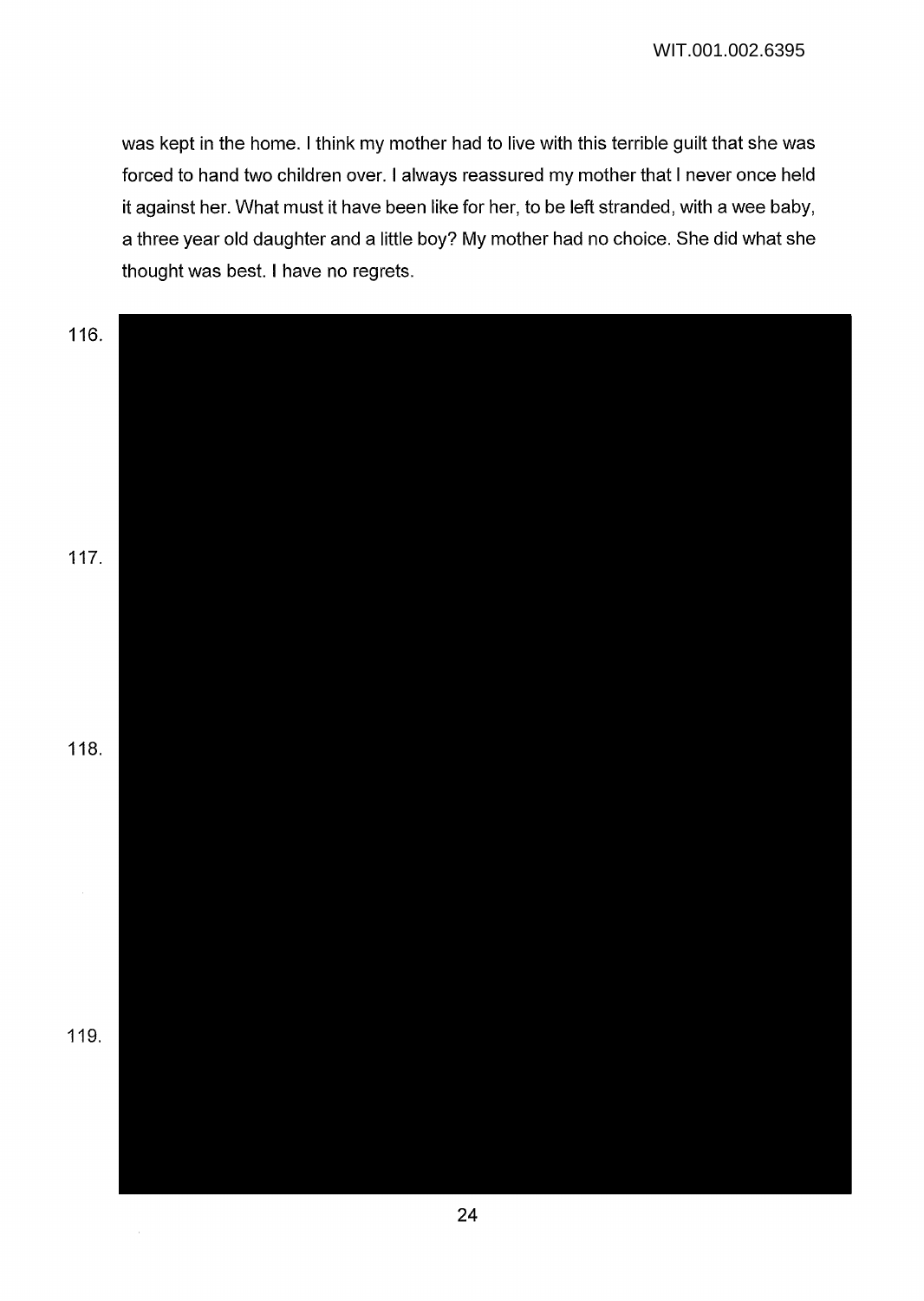was kept in the home. I think my mother had to live with this terrible guilt that she was forced to hand two children over. I always reassured my mother that I never once held it against her. What must it have been like for her, to be left stranded, with a wee baby, a three year old daughter and a little boy? My mother had no choice. She did what she thought was best. I have no regrets.

116.

117.

118.

119.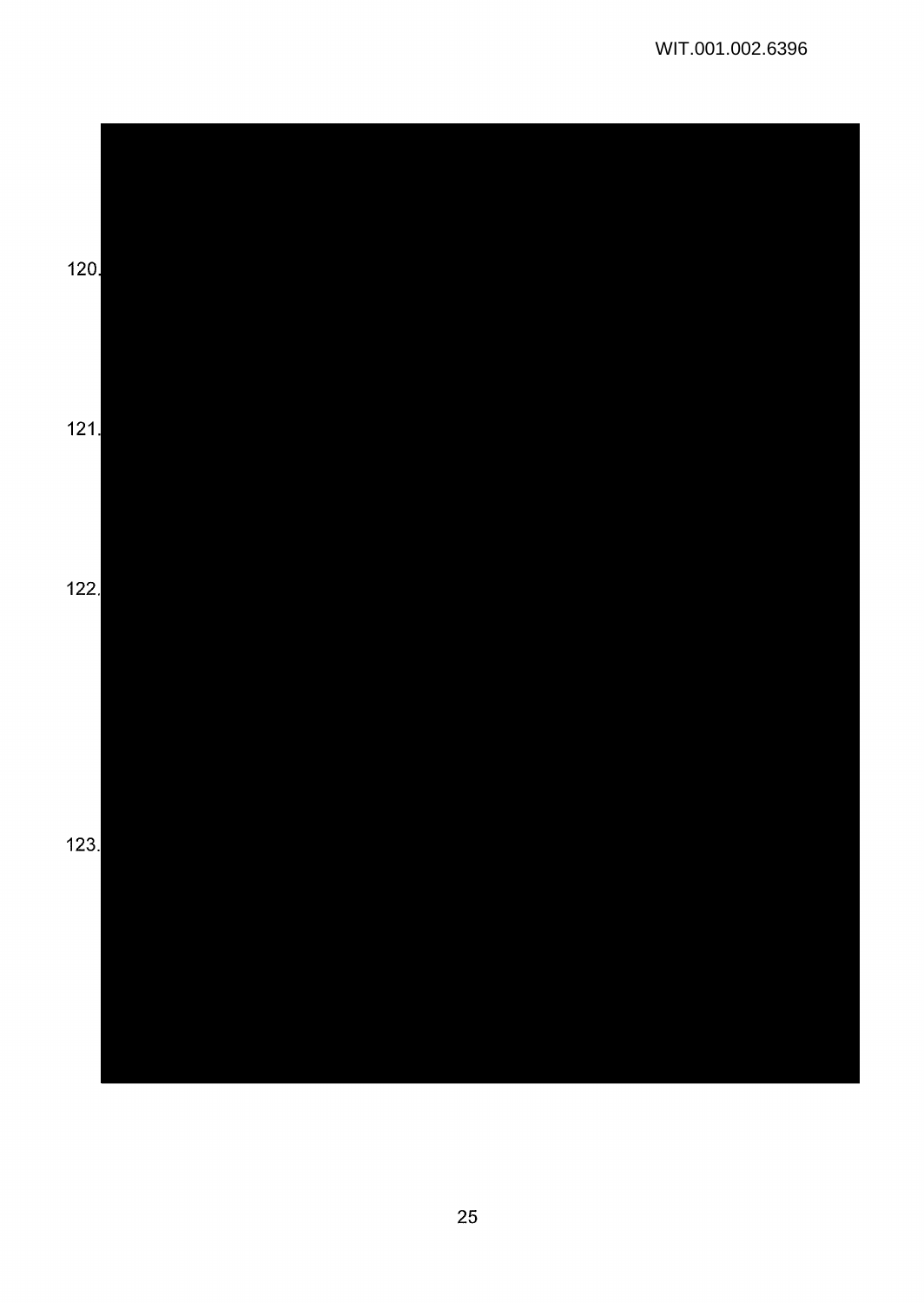120.

121.

122.

123.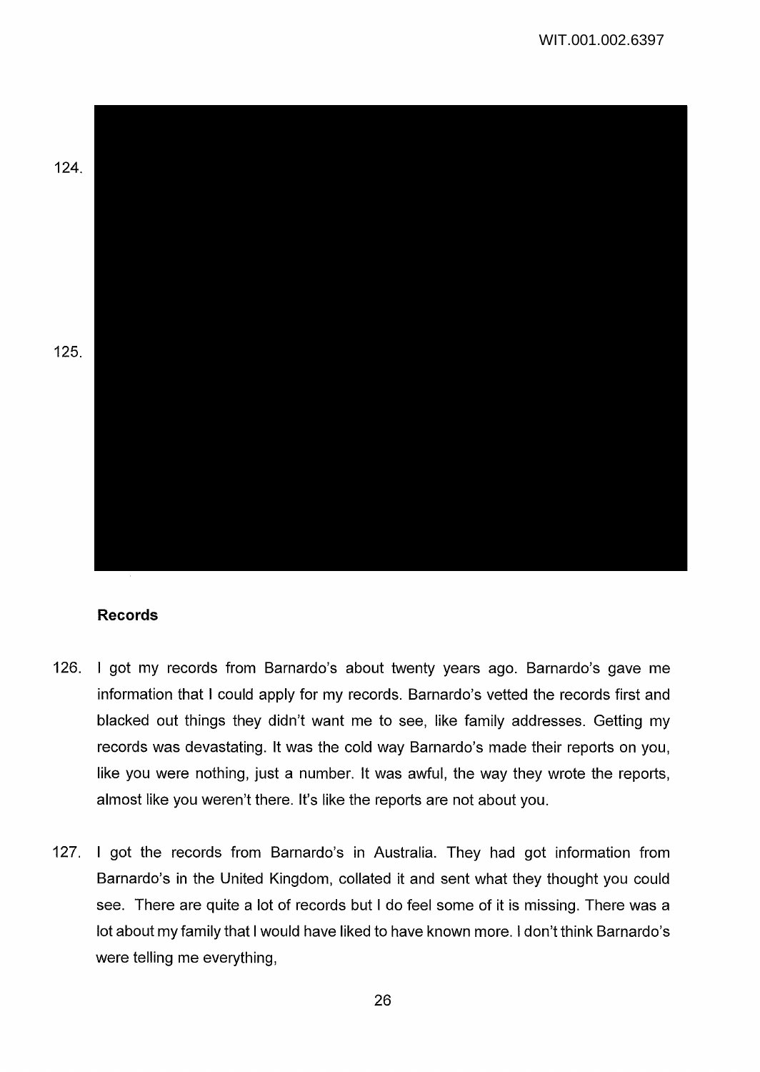124.

125.

### Records

126. I got my records from Barnardo's about twenty years ago. Barnardo's gave me information that I could apply for my records. Barnardo's vetted the records first and blacked out things they didn't want me to see, like family addresses. Getting my records was devastating. It was the cold way Barnardo's made their reports on you, like you were nothing, just a number. It was awful, the way they wrote the reports, almost like you weren't there. It's like the reports are not about you.

127. I got the records from Barnardo's in Australia. They had got information from Barnardo's in the United Kingdom, collated it and sent what they thought you could see. There are quite a lot of records but I do feel some of it is missing. There was a lot about my family that I would have liked to have known more. I don't think Barnardo's were telling me everything,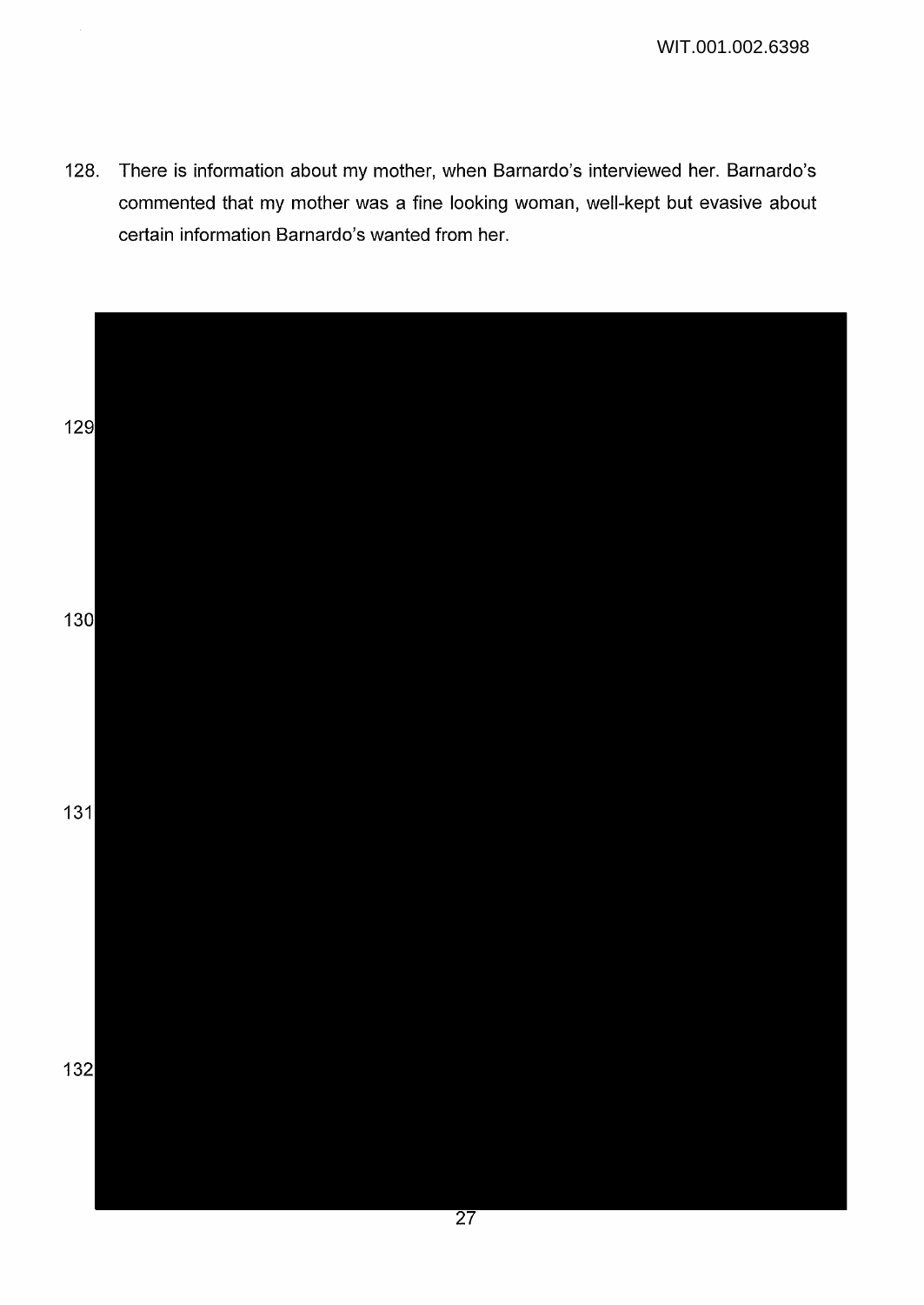128. There is information about my mother, when Barnardo's interviewed her. Barnardo's commented that my mother was a fine looking woman, well-kept but evasive about certain information Barnardo's wanted from her.

129

130

131

132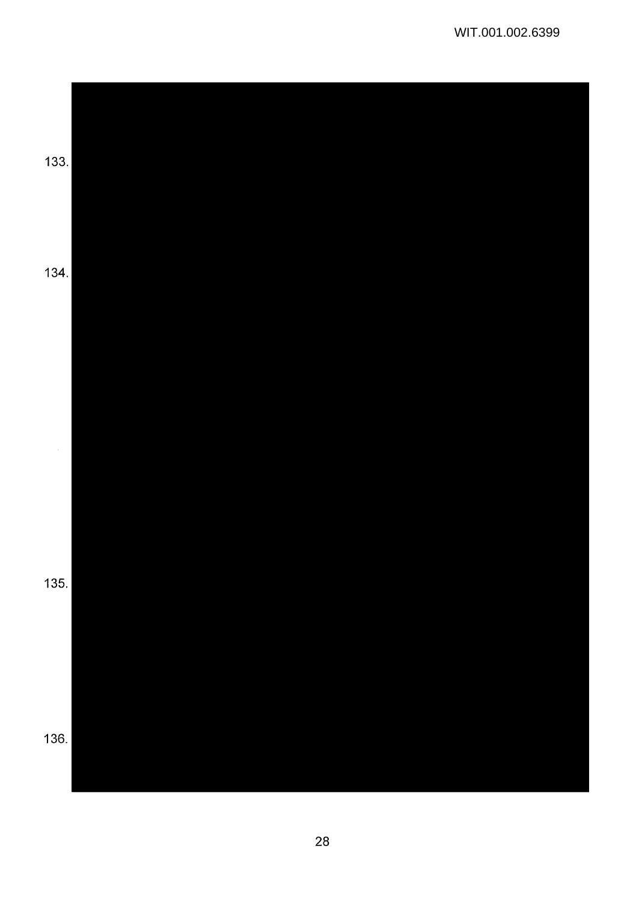133.

134.

135.

136.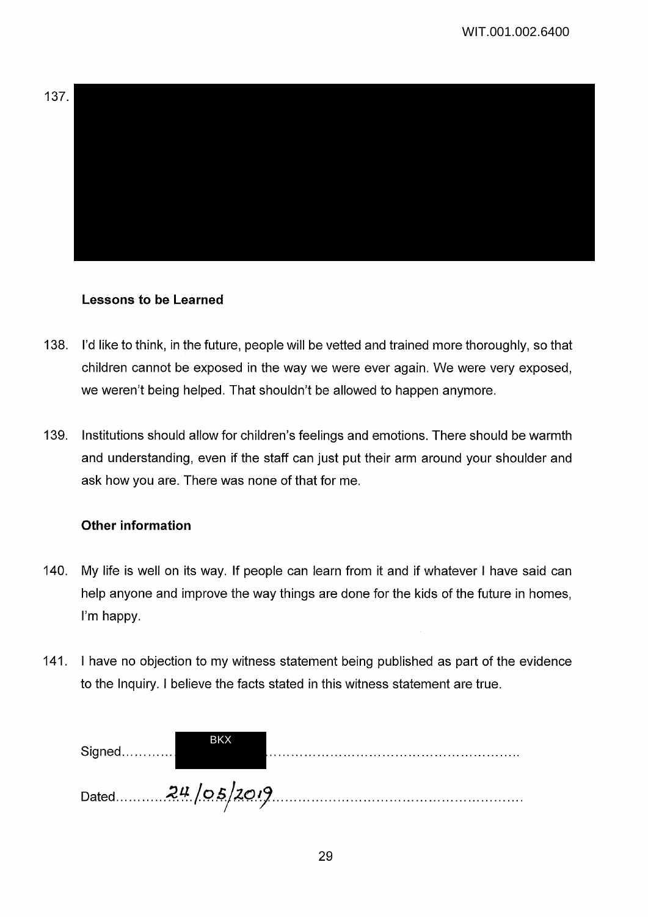137. 

**Lessons to be Learned**

138. I'd like to think, in the future, people will be vetted and trained more thoroughly, so that children cannot be exposed in the way we were ever again. We were very exposed, we weren't being helped. That shouldn't be allowed to happen anymore.

139. Institutions should allow for children's feelings and emotions. There should be warmth and understanding, even if the staff can just put their arm around your shoulder and ask how you are. There was none of that for me.

**Other information**

140. My life is well on its way. If people can learn from it and if whatever I have said can help anyone and improve the way things are done for the kids of the future in homes, I'm happy.

141. I have no objection to my witness statement being published as part of the evidence to the Inquiry. I believe the facts stated in this witness statement are true.

Signed............ BKX ...........................................................

Dated............24/05/2019...........................................................